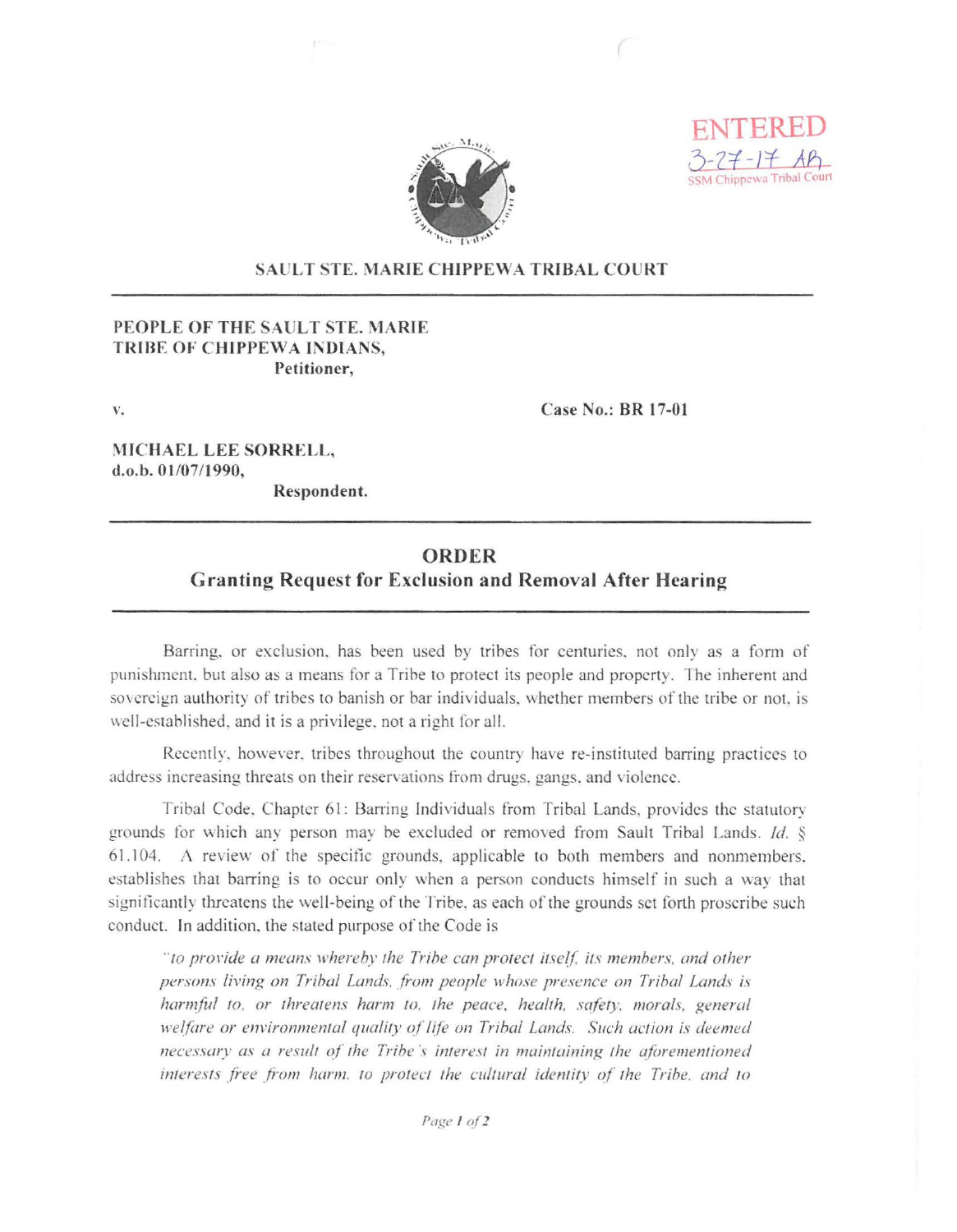ENTERED
3-27-17 AB
SSM Chippewa Tribal Court

**SAULT STE. MARIE CHIPPEWA TRIBAL COURT**

---

**PEOPLE OF THE SAULT STE. MARIE TRIBE OF CHIPPEWA INDIANS,**
**Petitioner,**

v.

**Case No.: BR 17-01**

**MICHAEL LEE SORRELL,**
**d.o.b. 01/07/1990,**
**Respondent.**

---

## ORDER
### Granting Request for Exclusion and Removal After Hearing

---

Barring, or exclusion, has been used by tribes for centuries, not only as a form of punishment, but also as a means for a Tribe to protect its people and property. The inherent and sovereign authority of tribes to banish or bar individuals, whether members of the tribe or not, is well-established, and it is a privilege, not a right for all.

Recently, however, tribes throughout the country have re-instituted barring practices to address increasing threats on their reservations from drugs, gangs, and violence.

Tribal Code, Chapter 61: Barring Individuals from Tribal Lands, provides the statutory grounds for which any person may be excluded or removed from Sault Tribal Lands. *Id.* § 61.104. A review of the specific grounds, applicable to both members and nonmembers, establishes that barring is to occur only when a person conducts himself in such a way that significantly threatens the well-being of the Tribe, as each of the grounds set forth proscribe such conduct. In addition, the stated purpose of the Code is

> *"to provide a means whereby the Tribe can protect itself, its members, and other persons living on Tribal Lands, from people whose presence on Tribal Lands is harmful to, or threatens harm to, the peace, health, safety, morals, general welfare or environmental quality of life on Tribal Lands. Such action is deemed necessary as a result of the Tribe's interest in maintaining the aforementioned interests free from harm, to protect the cultural identity of the Tribe, and to*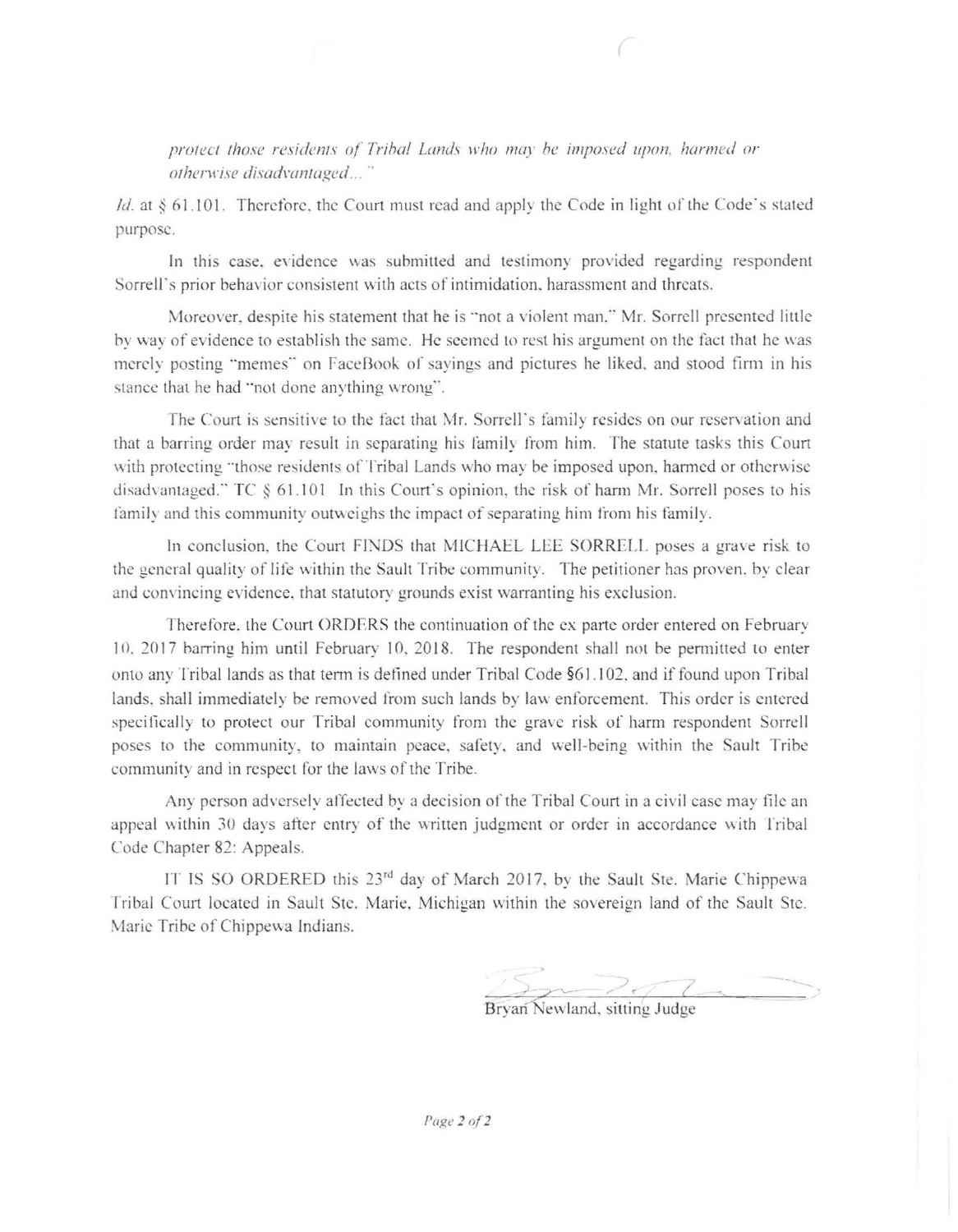*protect those residents of Tribal Lands who may be imposed upon, harmed or otherwise disadvantaged..."*

*Id.* at § 61.101. Therefore, the Court must read and apply the Code in light of the Code's stated purpose.

In this case, evidence was submitted and testimony provided regarding respondent Sorrell's prior behavior consistent with acts of intimidation, harassment and threats.

Moreover, despite his statement that he is "not a violent man," Mr. Sorrell presented little by way of evidence to establish the same. He seemed to rest his argument on the fact that he was merely posting "memes" on FaceBook of sayings and pictures he liked, and stood firm in his stance that he had "not done anything wrong".

The Court is sensitive to the fact that Mr. Sorrell's family resides on our reservation and that a barring order may result in separating his family from him. The statute tasks this Court with protecting "those residents of Tribal Lands who may be imposed upon, harmed or otherwise disadvantaged." TC § 61.101 In this Court's opinion, the risk of harm Mr. Sorrell poses to his family and this community outweighs the impact of separating him from his family.

In conclusion, the Court FINDS that MICHAEL LEE SORRELL poses a grave risk to the general quality of life within the Sault Tribe community. The petitioner has proven, by clear and convincing evidence, that statutory grounds exist warranting his exclusion.

Therefore, the Court ORDERS the continuation of the ex parte order entered on February 10, 2017 barring him until February 10, 2018. The respondent shall not be permitted to enter onto any Tribal lands as that term is defined under Tribal Code §61.102, and if found upon Tribal lands, shall immediately be removed from such lands by law enforcement. This order is entered specifically to protect our Tribal community from the grave risk of harm respondent Sorrell poses to the community, to maintain peace, safety, and well-being within the Sault Tribe community and in respect for the laws of the Tribe.

Any person adversely affected by a decision of the Tribal Court in a civil case may file an appeal within 30 days after entry of the written judgment or order in accordance with Tribal Code Chapter 82: Appeals.

IT IS SO ORDERED this 23rd day of March 2017, by the Sault Ste. Marie Chippewa Tribal Court located in Sault Ste. Marie, Michigan within the sovereign land of the Sault Ste. Marie Tribe of Chippewa Indians.

Bryan Newland, sitting Judge